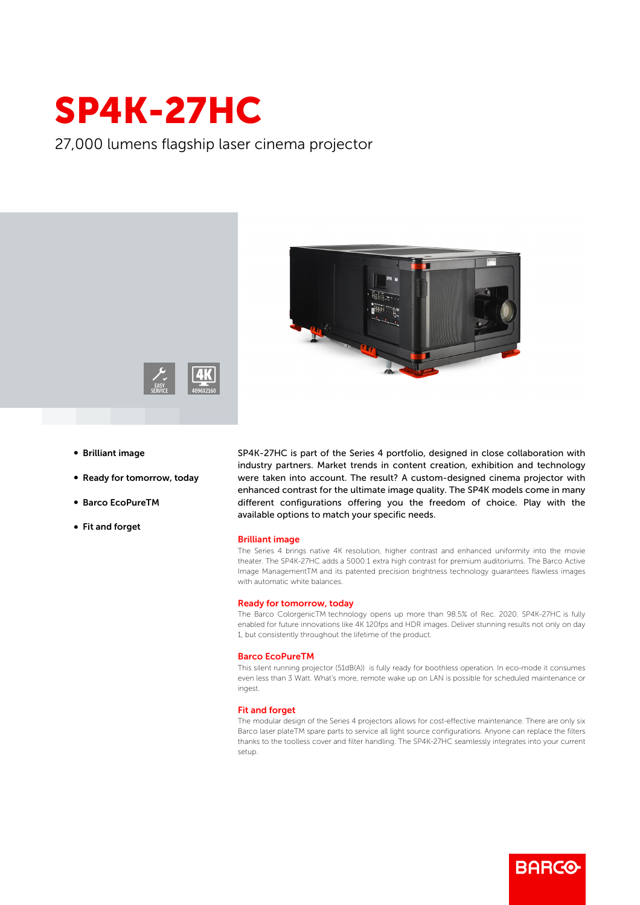# SP4K-27HC

27,000 lumens flagship laser cinema projector

EASY SERVICE

4K 4096X2160

- **Brilliant image**
- **Ready for tomorrow, today**
- **Barco EcoPureTM**
- **Fit and forget**

SP4K-27HC is part of the Series 4 portfolio, designed in close collaboration with industry partners. Market trends in content creation, exhibition and technology were taken into account. The result? A custom-designed cinema projector with enhanced contrast for the ultimate image quality. The SP4K models come in many different configurations offering you the freedom of choice. Play with the available options to match your specific needs.

## Brilliant image

The Series 4 brings native 4K resolution, higher contrast and enhanced uniformity into the movie theater. The SP4K-27HC adds a 5000:1 extra high contrast for premium auditoriums. The Barco Active Image ManagementTM and its patented precision brightness technology guarantees flawless images with automatic white balances.

## Ready for tomorrow, today

The Barco ColorgenicTM technology opens up more than 98.5% of Rec. 2020. SP4K-27HC is fully enabled for future innovations like 4K 120fps and HDR images. Deliver stunning results not only on day 1, but consistently throughout the lifetime of the product.

## Barco EcoPureTM

This silent running projector (51dB(A)) is fully ready for boothless operation. In eco-mode it consumes even less than 3 Watt. What's more, remote wake up on LAN is possible for scheduled maintenance or ingest.

## Fit and forget

The modular design of the Series 4 projectors allows for cost-effective maintenance. There are only six Barco laser plateTM spare parts to service all light source configurations. Anyone can replace the filters thanks to the toolless cover and filter handling. The SP4K-27HC seamlessly integrates into your current setup.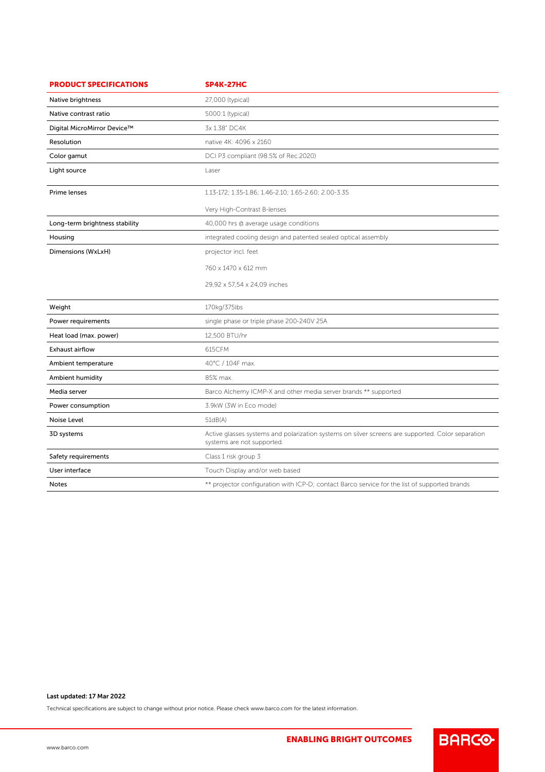| PRODUCT SPECIFICATIONS | SP4K-27HC |
|---|---|
| Native brightness | 27,000 (typical) |
| Native contrast ratio | 5000:1 (typical) |
| Digital MicroMirror Device™ | 3x 1.38" DC4K |
| Resolution | native 4K: 4096 x 2160 |
| Color gamut | DCI P3 compliant (98.5% of Rec.2020) |
| Light source | Laser |
| Prime lenses | 1.13-172; 1.35-1.86; 1.46-2.10; 1.65-2.60; 2.00-3.35<br><br>Very High-Contrast B-lenses |
| Long-term brightness stability | 40,000 hrs @ average usage conditions |
| Housing | integrated cooling design and patented sealed optical assembly |
| Dimensions (WxLxH) | projector incl. feet<br><br>760 x 1470 x 612 mm<br><br>29,92 x 57,54 x 24,09 inches |
| Weight | 170kg/375lbs |
| Power requirements | single phase or triple phase 200-240V 25A |
| Heat load (max. power) | 12,500 BTU/hr |
| Exhaust airflow | 615CFM |
| Ambient temperature | 40°C / 104F max. |
| Ambient humidity | 85% max. |
| Media server | Barco Alchemy ICMP-X and other media server brands ** supported |
| Power consumption | 3.9kW (3W in Eco mode) |
| Noise Level | 51dB(A) |
| 3D systems | Active glasses systems and polarization systems on silver screens are supported. Color separation systems are not supported. |
| Safety requirements | Class 1 risk group 3 |
| User interface | Touch Display and/or web based |
| Notes | ** projector configuration with ICP-D; contact Barco service for the list of supported brands |

**Last updated: 17 Mar 2022**

Technical specifications are subject to change without prior notice. Please check www.barco.com for the latest information.

**ENABLING BRIGHT OUTCOMES**

BARCO

www.barco.com